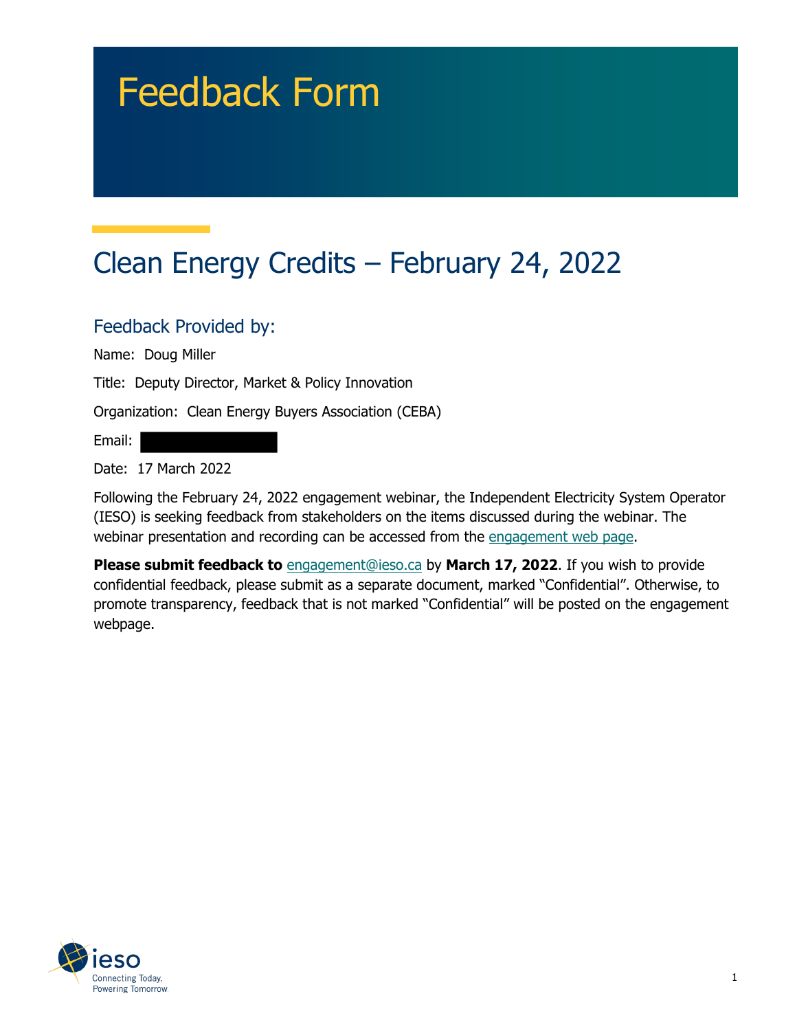# Feedback Form

## Clean Energy Credits – February 24, 2022

### Feedback Provided by:

Name: Doug Miller

Title: Deputy Director, Market & Policy Innovation

Organization: Clean Energy Buyers Association (CEBA)

Email:

Date: 17 March 2022

Following the February 24, 2022 engagement webinar, the Independent Electricity System Operator (IESO) is seeking feedback from stakeholders on the items discussed during the webinar. The webinar presentation and recording can be accessed from the engagement web page.

**Please submit feedback to** engagement@ieso.ca by **March 17, 2022**. If you wish to provide confidential feedback, please submit as a separate document, marked "Confidential". Otherwise, to promote transparency, feedback that is not marked "Confidential" will be posted on the engagement webpage.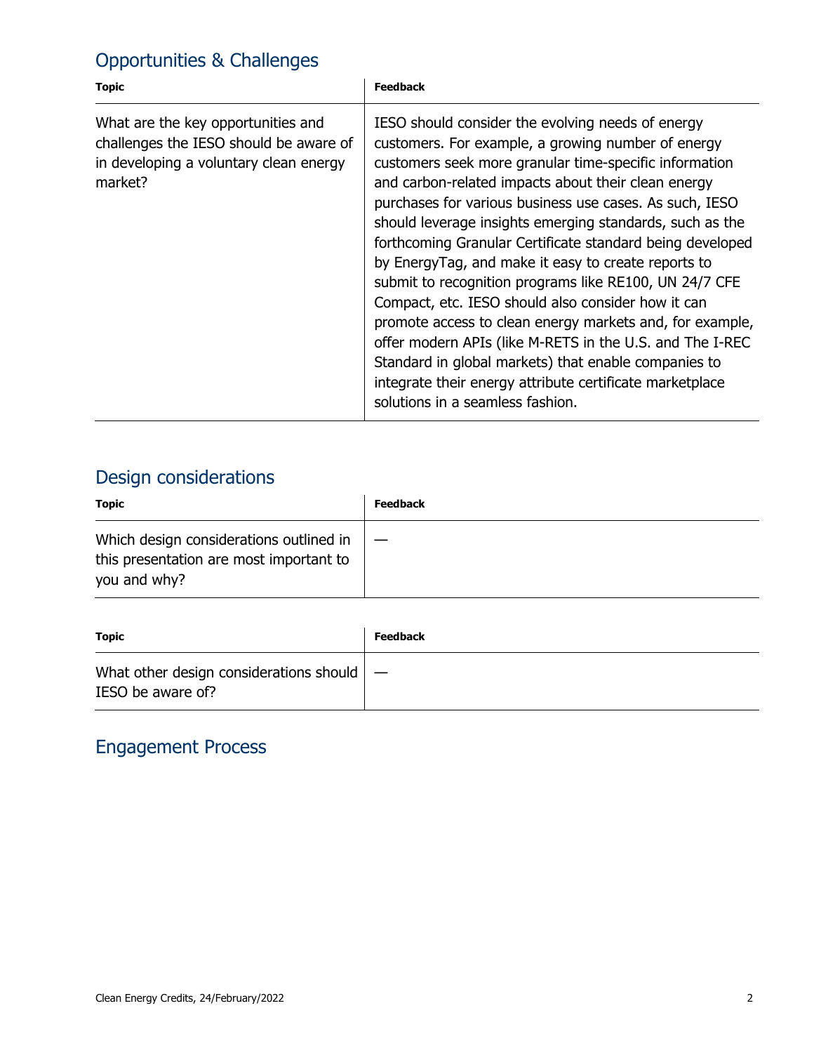## Opportunities & Challenges

| Topic | Feedback |
| --- | --- |
| What are the key opportunities and challenges the IESO should be aware of in developing a voluntary clean energy market? | IESO should consider the evolving needs of energy customers. For example, a growing number of energy customers seek more granular time-specific information and carbon-related impacts about their clean energy purchases for various business use cases. As such, IESO should leverage insights emerging standards, such as the forthcoming Granular Certificate standard being developed by EnergyTag, and make it easy to create reports to submit to recognition programs like RE100, UN 24/7 CFE Compact, etc. IESO should also consider how it can promote access to clean energy markets and, for example, offer modern APIs (like M-RETS in the U.S. and The I-REC Standard in global markets) that enable companies to integrate their energy attribute certificate marketplace solutions in a seamless fashion. |

## Design considerations

| Topic | Feedback |
| --- | --- |
| Which design considerations outlined in this presentation are most important to you and why? | — |

| Topic | Feedback |
| --- | --- |
| What other design considerations should IESO be aware of? | — |

## Engagement Process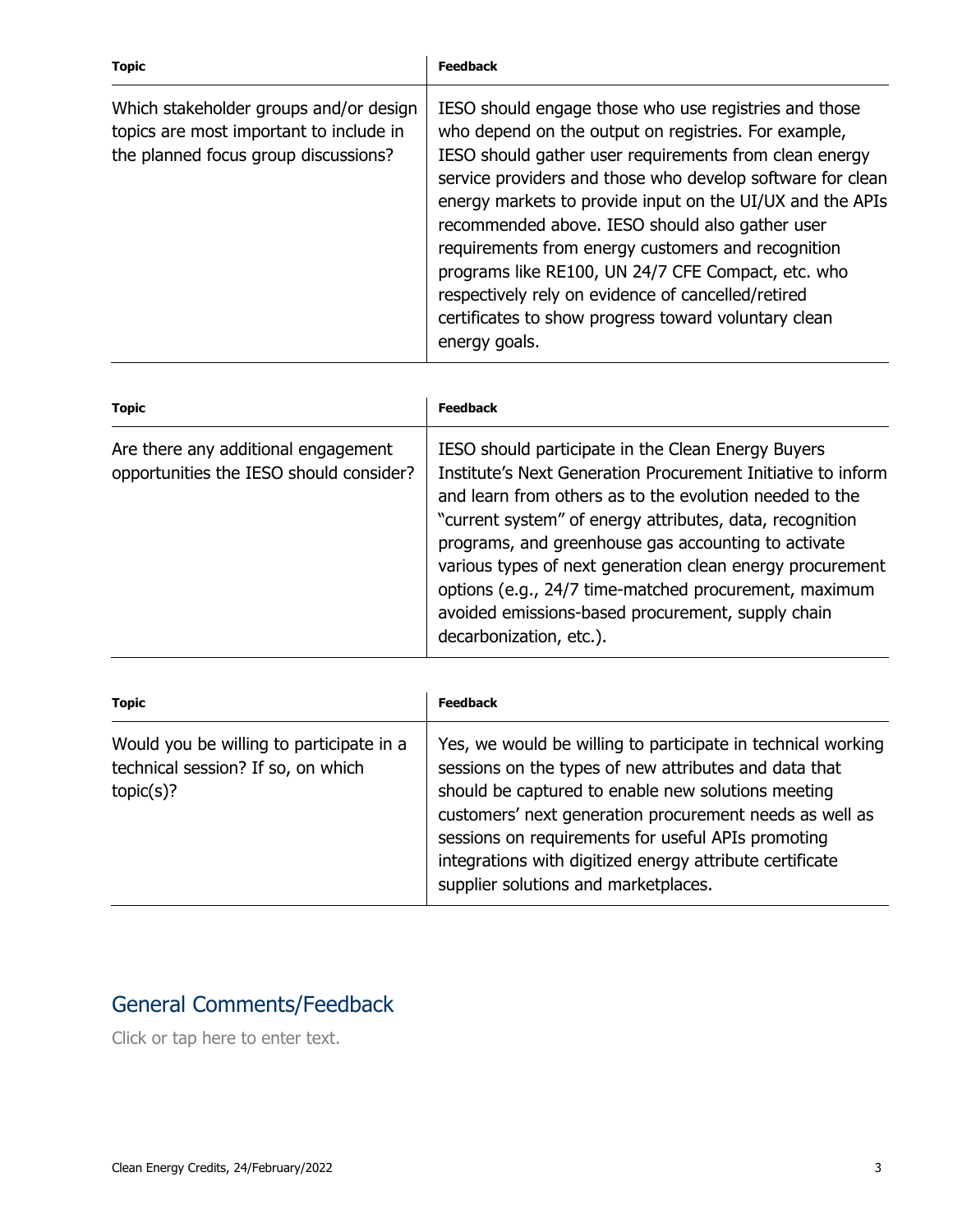| Topic | Feedback |
| --- | --- |
| Which stakeholder groups and/or design topics are most important to include in the planned focus group discussions? | IESO should engage those who use registries and those who depend on the output on registries. For example, IESO should gather user requirements from clean energy service providers and those who develop software for clean energy markets to provide input on the UI/UX and the APIs recommended above. IESO should also gather user requirements from energy customers and recognition programs like RE100, UN 24/7 CFE Compact, etc. who respectively rely on evidence of cancelled/retired certificates to show progress toward voluntary clean energy goals. |

| Topic | Feedback |
| --- | --- |
| Are there any additional engagement opportunities the IESO should consider? | IESO should participate in the Clean Energy Buyers Institute's Next Generation Procurement Initiative to inform and learn from others as to the evolution needed to the "current system" of energy attributes, data, recognition programs, and greenhouse gas accounting to activate various types of next generation clean energy procurement options (e.g., 24/7 time-matched procurement, maximum avoided emissions-based procurement, supply chain decarbonization, etc.). |

| Topic | Feedback |
| --- | --- |
| Would you be willing to participate in a technical session? If so, on which topic(s)? | Yes, we would be willing to participate in technical working sessions on the types of new attributes and data that should be captured to enable new solutions meeting customers' next generation procurement needs as well as sessions on requirements for useful APIs promoting integrations with digitized energy attribute certificate supplier solutions and marketplaces. |

## General Comments/Feedback

Click or tap here to enter text.